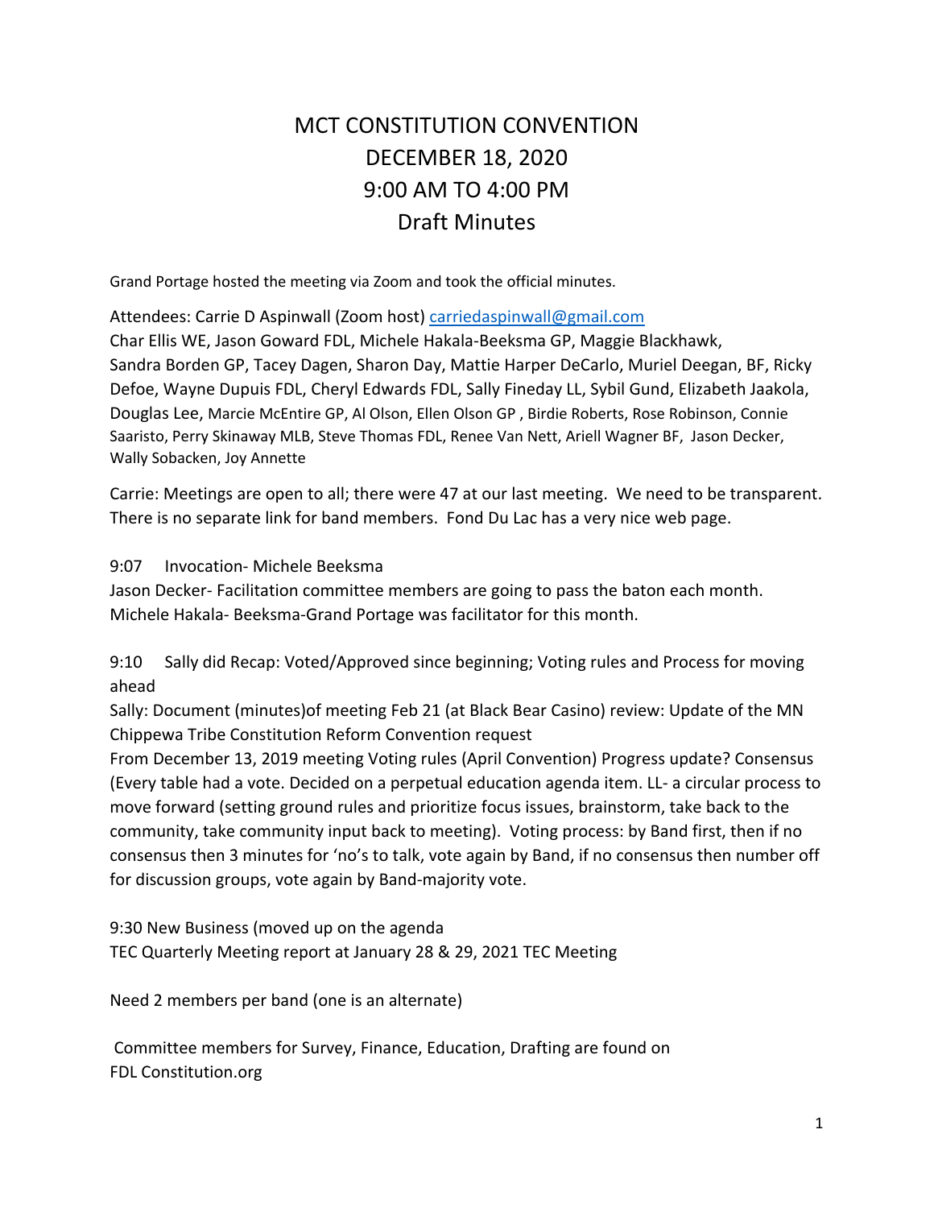# MCT CONSTITUTION CONVENTION
# DECEMBER 18, 2020
# 9:00 AM TO 4:00 PM
# Draft Minutes

Grand Portage hosted the meeting via Zoom and took the official minutes.

Attendees: Carrie D Aspinwall (Zoom host) carriedaspinwall@gmail.com
Char Ellis WE, Jason Goward FDL, Michele Hakala-Beeksma GP, Maggie Blackhawk, Sandra Borden GP, Tacey Dagen, Sharon Day, Mattie Harper DeCarlo, Muriel Deegan, BF, Ricky Defoe, Wayne Dupuis FDL, Cheryl Edwards FDL, Sally Fineday LL, Sybil Gund, Elizabeth Jaakola, Douglas Lee, Marcie McEntire GP, Al Olson, Ellen Olson GP , Birdie Roberts, Rose Robinson, Connie Saaristo, Perry Skinaway MLB, Steve Thomas FDL, Renee Van Nett, Ariell Wagner BF, Jason Decker, Wally Sobacken, Joy Annette

Carrie: Meetings are open to all; there were 47 at our last meeting. We need to be transparent. There is no separate link for band members. Fond Du Lac has a very nice web page.

9:07 Invocation- Michele Beeksma
Jason Decker- Facilitation committee members are going to pass the baton each month.
Michele Hakala- Beeksma-Grand Portage was facilitator for this month.

9:10 Sally did Recap: Voted/Approved since beginning; Voting rules and Process for moving ahead
Sally: Document (minutes)of meeting Feb 21 (at Black Bear Casino) review: Update of the MN Chippewa Tribe Constitution Reform Convention request
From December 13, 2019 meeting Voting rules (April Convention) Progress update? Consensus (Every table had a vote. Decided on a perpetual education agenda item. LL- a circular process to move forward (setting ground rules and prioritize focus issues, brainstorm, take back to the community, take community input back to meeting). Voting process: by Band first, then if no consensus then 3 minutes for 'no's to talk, vote again by Band, if no consensus then number off for discussion groups, vote again by Band-majority vote.

9:30 New Business (moved up on the agenda
TEC Quarterly Meeting report at January 28 & 29, 2021 TEC Meeting

Need 2 members per band (one is an alternate)

Committee members for Survey, Finance, Education, Drafting are found on FDL Constitution.org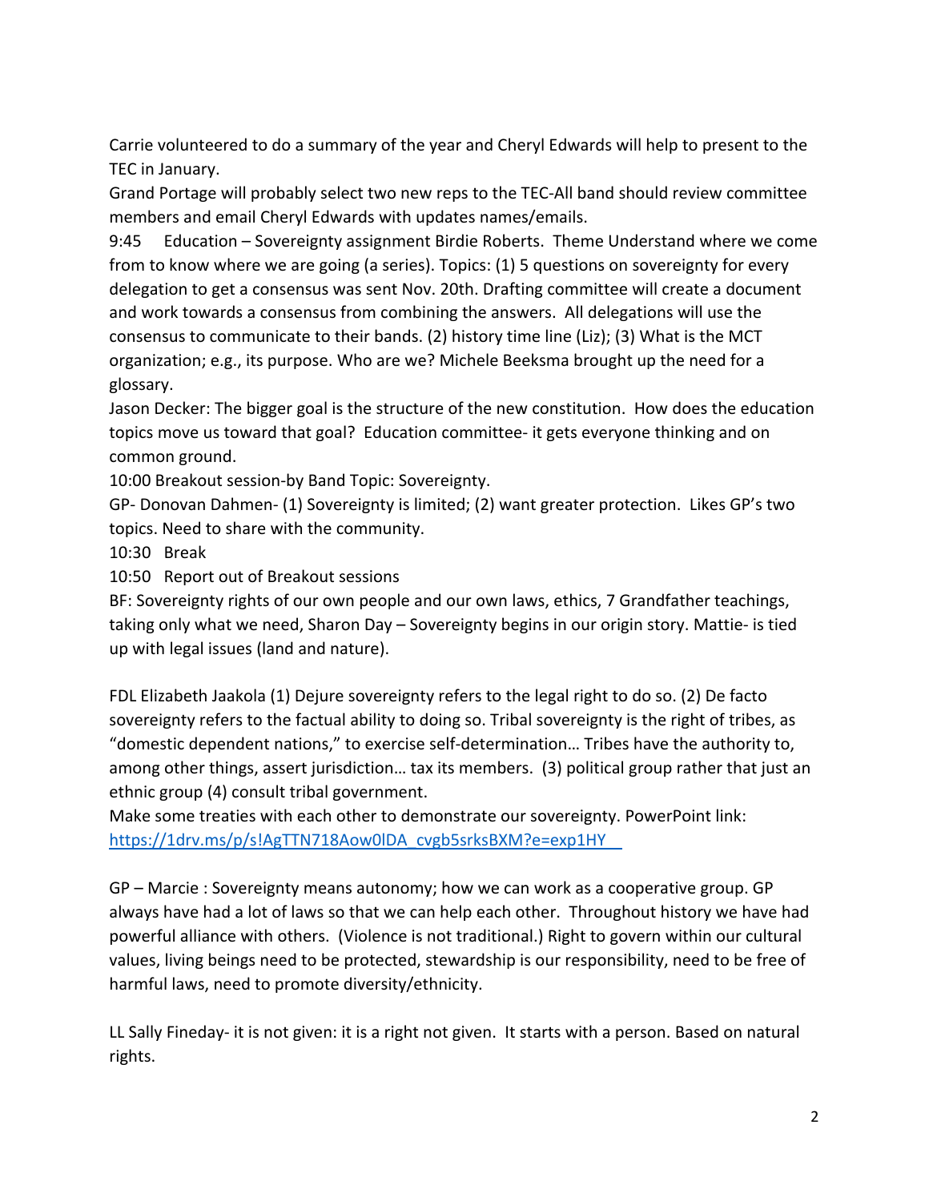Carrie volunteered to do a summary of the year and Cheryl Edwards will help to present to the TEC in January.

Grand Portage will probably select two new reps to the TEC-All band should review committee members and email Cheryl Edwards with updates names/emails.

9:45 Education – Sovereignty assignment Birdie Roberts. Theme Understand where we come from to know where we are going (a series). Topics: (1) 5 questions on sovereignty for every delegation to get a consensus was sent Nov. 20th. Drafting committee will create a document and work towards a consensus from combining the answers. All delegations will use the consensus to communicate to their bands. (2) history time line (Liz); (3) What is the MCT organization; e.g., its purpose. Who are we? Michele Beeksma brought up the need for a glossary.

Jason Decker: The bigger goal is the structure of the new constitution. How does the education topics move us toward that goal? Education committee- it gets everyone thinking and on common ground.

10:00 Breakout session-by Band Topic: Sovereignty.

GP- Donovan Dahmen- (1) Sovereignty is limited; (2) want greater protection. Likes GP's two topics. Need to share with the community.

10:30 Break

10:50 Report out of Breakout sessions

BF: Sovereignty rights of our own people and our own laws, ethics, 7 Grandfather teachings, taking only what we need, Sharon Day – Sovereignty begins in our origin story. Mattie- is tied up with legal issues (land and nature).

FDL Elizabeth Jaakola (1) Dejure sovereignty refers to the legal right to do so. (2) De facto sovereignty refers to the factual ability to doing so. Tribal sovereignty is the right of tribes, as "domestic dependent nations," to exercise self-determination… Tribes have the authority to, among other things, assert jurisdiction… tax its members. (3) political group rather that just an ethnic group (4) consult tribal government.

Make some treaties with each other to demonstrate our sovereignty. PowerPoint link: https://1drv.ms/p/s!AgTTN718Aow0lDA_cvgb5srksBXM?e=exp1HY

GP – Marcie : Sovereignty means autonomy; how we can work as a cooperative group. GP always have had a lot of laws so that we can help each other. Throughout history we have had powerful alliance with others. (Violence is not traditional.) Right to govern within our cultural values, living beings need to be protected, stewardship is our responsibility, need to be free of harmful laws, need to promote diversity/ethnicity.

LL Sally Fineday- it is not given: it is a right not given. It starts with a person. Based on natural rights.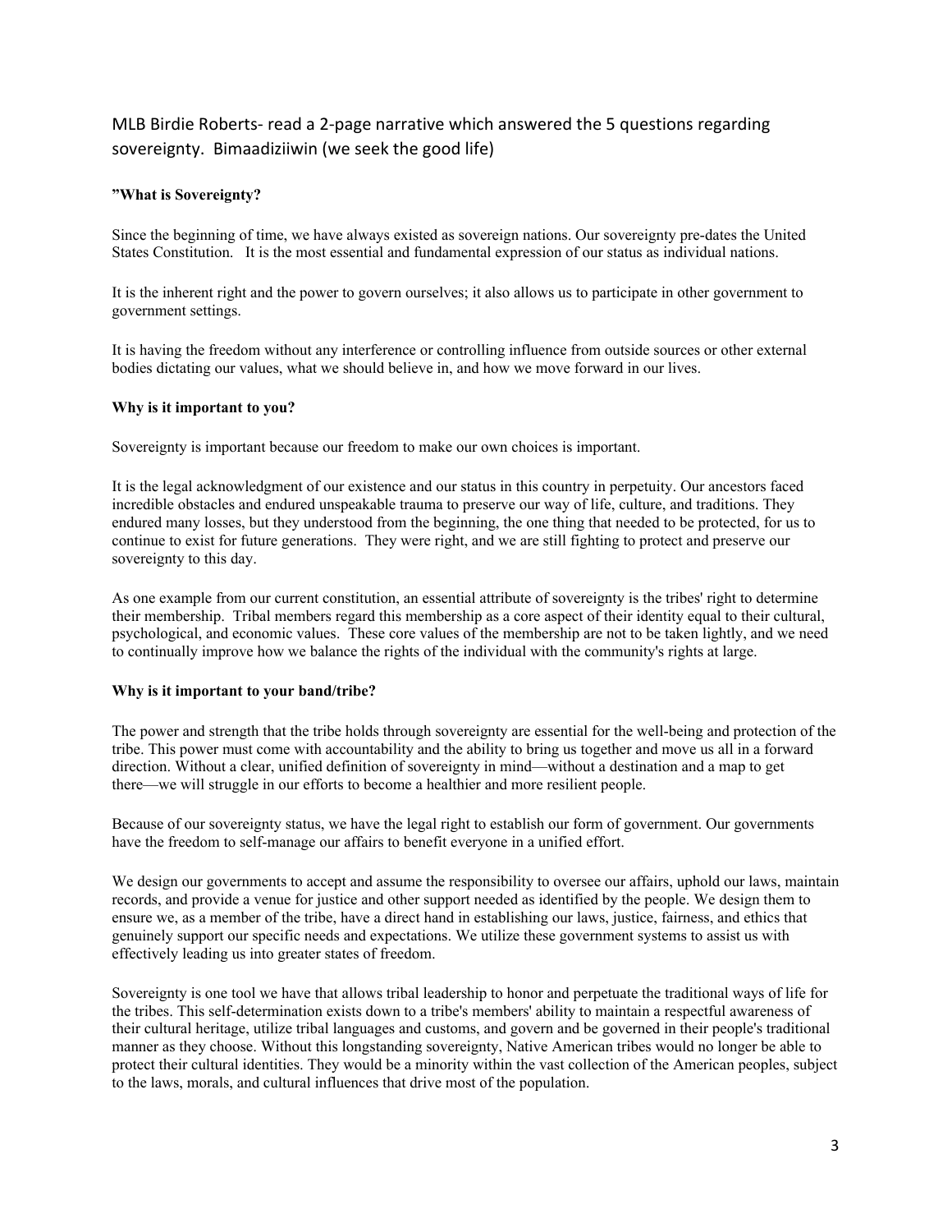MLB Birdie Roberts- read a 2-page narrative which answered the 5 questions regarding sovereignty. Bimaadiziiwin (we seek the good life)

**"What is Sovereignty?**

Since the beginning of time, we have always existed as sovereign nations. Our sovereignty pre-dates the United States Constitution. It is the most essential and fundamental expression of our status as individual nations.

It is the inherent right and the power to govern ourselves; it also allows us to participate in other government to government settings.

It is having the freedom without any interference or controlling influence from outside sources or other external bodies dictating our values, what we should believe in, and how we move forward in our lives.

**Why is it important to you?**

Sovereignty is important because our freedom to make our own choices is important.

It is the legal acknowledgment of our existence and our status in this country in perpetuity. Our ancestors faced incredible obstacles and endured unspeakable trauma to preserve our way of life, culture, and traditions. They endured many losses, but they understood from the beginning, the one thing that needed to be protected, for us to continue to exist for future generations. They were right, and we are still fighting to protect and preserve our sovereignty to this day.

As one example from our current constitution, an essential attribute of sovereignty is the tribes' right to determine their membership. Tribal members regard this membership as a core aspect of their identity equal to their cultural, psychological, and economic values. These core values of the membership are not to be taken lightly, and we need to continually improve how we balance the rights of the individual with the community's rights at large.

**Why is it important to your band/tribe?**

The power and strength that the tribe holds through sovereignty are essential for the well-being and protection of the tribe. This power must come with accountability and the ability to bring us together and move us all in a forward direction. Without a clear, unified definition of sovereignty in mind—without a destination and a map to get there—we will struggle in our efforts to become a healthier and more resilient people.

Because of our sovereignty status, we have the legal right to establish our form of government. Our governments have the freedom to self-manage our affairs to benefit everyone in a unified effort.

We design our governments to accept and assume the responsibility to oversee our affairs, uphold our laws, maintain records, and provide a venue for justice and other support needed as identified by the people. We design them to ensure we, as a member of the tribe, have a direct hand in establishing our laws, justice, fairness, and ethics that genuinely support our specific needs and expectations. We utilize these government systems to assist us with effectively leading us into greater states of freedom.

Sovereignty is one tool we have that allows tribal leadership to honor and perpetuate the traditional ways of life for the tribes. This self-determination exists down to a tribe's members' ability to maintain a respectful awareness of their cultural heritage, utilize tribal languages and customs, and govern and be governed in their people's traditional manner as they choose. Without this longstanding sovereignty, Native American tribes would no longer be able to protect their cultural identities. They would be a minority within the vast collection of the American peoples, subject to the laws, morals, and cultural influences that drive most of the population.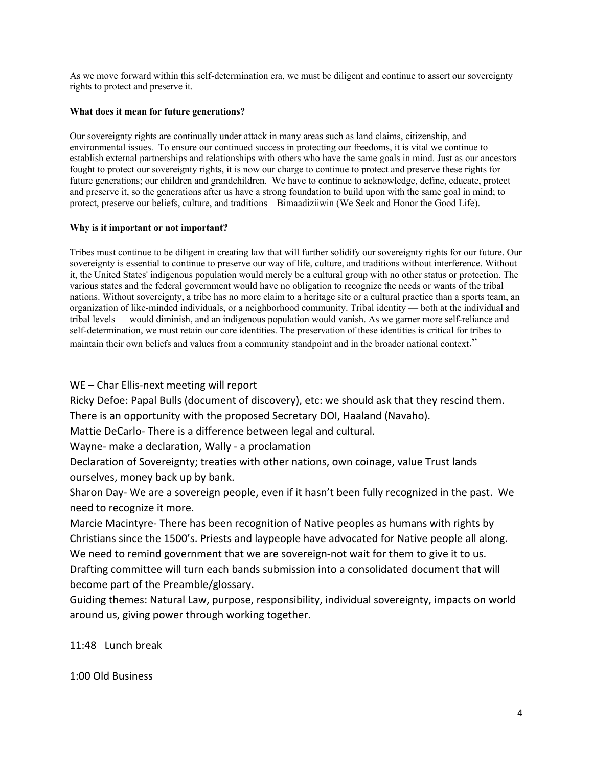As we move forward within this self-determination era, we must be diligent and continue to assert our sovereignty rights to protect and preserve it.

**What does it mean for future generations?**

Our sovereignty rights are continually under attack in many areas such as land claims, citizenship, and environmental issues. To ensure our continued success in protecting our freedoms, it is vital we continue to establish external partnerships and relationships with others who have the same goals in mind. Just as our ancestors fought to protect our sovereignty rights, it is now our charge to continue to protect and preserve these rights for future generations; our children and grandchildren. We have to continue to acknowledge, define, educate, protect and preserve it, so the generations after us have a strong foundation to build upon with the same goal in mind; to protect, preserve our beliefs, culture, and traditions—Bimaadiziiwin (We Seek and Honor the Good Life).

**Why is it important or not important?**

Tribes must continue to be diligent in creating law that will further solidify our sovereignty rights for our future. Our sovereignty is essential to continue to preserve our way of life, culture, and traditions without interference. Without it, the United States' indigenous population would merely be a cultural group with no other status or protection. The various states and the federal government would have no obligation to recognize the needs or wants of the tribal nations. Without sovereignty, a tribe has no more claim to a heritage site or a cultural practice than a sports team, an organization of like-minded individuals, or a neighborhood community. Tribal identity — both at the individual and tribal levels — would diminish, and an indigenous population would vanish. As we garner more self-reliance and self-determination, we must retain our core identities. The preservation of these identities is critical for tribes to maintain their own beliefs and values from a community standpoint and in the broader national context."

WE – Char Ellis-next meeting will report

Ricky Defoe: Papal Bulls (document of discovery), etc: we should ask that they rescind them. There is an opportunity with the proposed Secretary DOI, Haaland (Navaho).

Mattie DeCarlo- There is a difference between legal and cultural.

Wayne- make a declaration, Wally - a proclamation

Declaration of Sovereignty; treaties with other nations, own coinage, value Trust lands ourselves, money back up by bank.

Sharon Day- We are a sovereign people, even if it hasn't been fully recognized in the past. We need to recognize it more.

Marcie Macintyre- There has been recognition of Native peoples as humans with rights by Christians since the 1500's. Priests and laypeople have advocated for Native people all along. We need to remind government that we are sovereign-not wait for them to give it to us.

Drafting committee will turn each bands submission into a consolidated document that will become part of the Preamble/glossary.

Guiding themes: Natural Law, purpose, responsibility, individual sovereignty, impacts on world around us, giving power through working together.

11:48 Lunch break

1:00 Old Business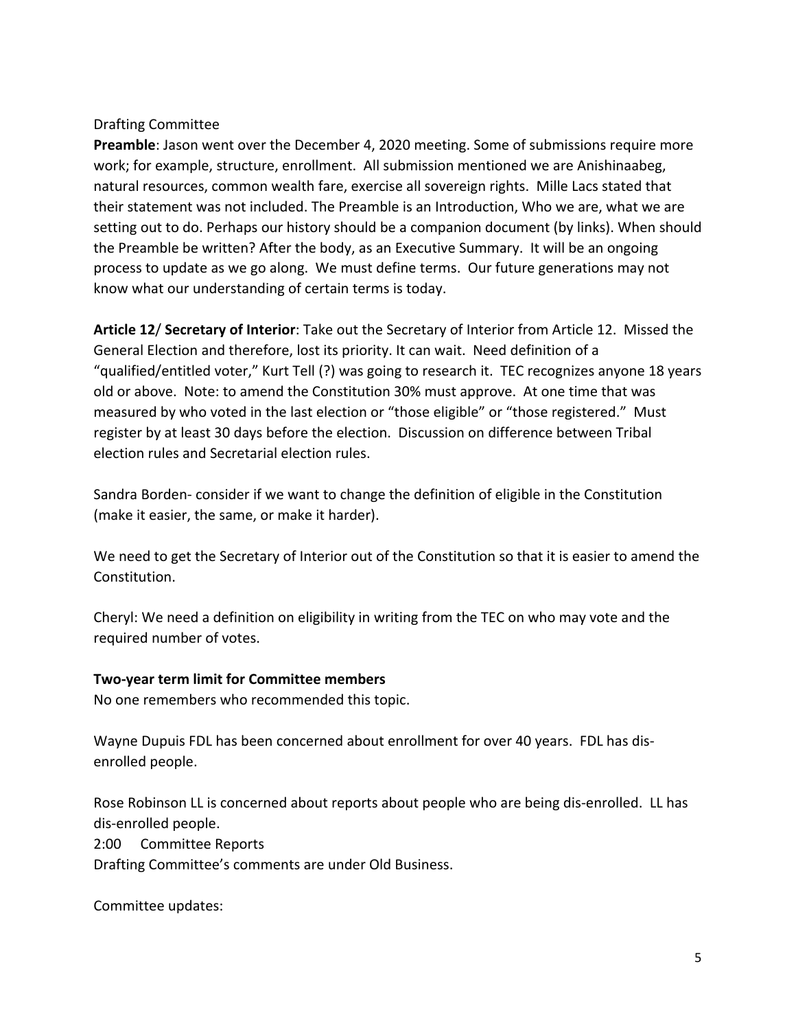Drafting Committee

**Preamble**: Jason went over the December 4, 2020 meeting. Some of submissions require more work; for example, structure, enrollment. All submission mentioned we are Anishinaabeg, natural resources, common wealth fare, exercise all sovereign rights. Mille Lacs stated that their statement was not included. The Preamble is an Introduction, Who we are, what we are setting out to do. Perhaps our history should be a companion document (by links). When should the Preamble be written? After the body, as an Executive Summary. It will be an ongoing process to update as we go along. We must define terms. Our future generations may not know what our understanding of certain terms is today.

**Article 12**/ **Secretary of Interior**: Take out the Secretary of Interior from Article 12. Missed the General Election and therefore, lost its priority. It can wait. Need definition of a "qualified/entitled voter," Kurt Tell (?) was going to research it. TEC recognizes anyone 18 years old or above. Note: to amend the Constitution 30% must approve. At one time that was measured by who voted in the last election or "those eligible" or "those registered." Must register by at least 30 days before the election. Discussion on difference between Tribal election rules and Secretarial election rules.

Sandra Borden- consider if we want to change the definition of eligible in the Constitution (make it easier, the same, or make it harder).

We need to get the Secretary of Interior out of the Constitution so that it is easier to amend the Constitution.

Cheryl: We need a definition on eligibility in writing from the TEC on who may vote and the required number of votes.

**Two-year term limit for Committee members**

No one remembers who recommended this topic.

Wayne Dupuis FDL has been concerned about enrollment for over 40 years. FDL has dis-enrolled people.

Rose Robinson LL is concerned about reports about people who are being dis-enrolled. LL has dis-enrolled people.

2:00 Committee Reports

Drafting Committee's comments are under Old Business.

Committee updates: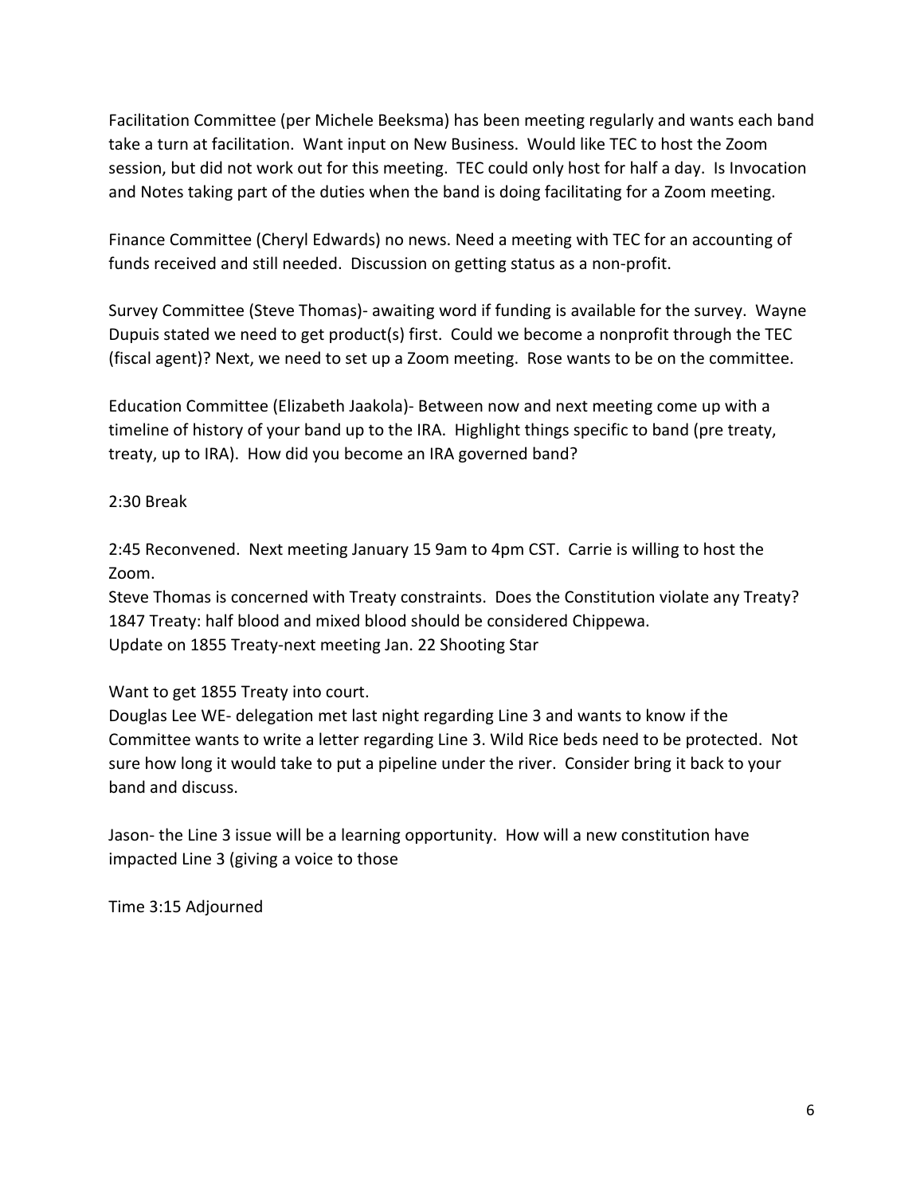Facilitation Committee (per Michele Beeksma) has been meeting regularly and wants each band take a turn at facilitation. Want input on New Business. Would like TEC to host the Zoom session, but did not work out for this meeting. TEC could only host for half a day. Is Invocation and Notes taking part of the duties when the band is doing facilitating for a Zoom meeting.

Finance Committee (Cheryl Edwards) no news. Need a meeting with TEC for an accounting of funds received and still needed. Discussion on getting status as a non-profit.

Survey Committee (Steve Thomas)- awaiting word if funding is available for the survey. Wayne Dupuis stated we need to get product(s) first. Could we become a nonprofit through the TEC (fiscal agent)? Next, we need to set up a Zoom meeting. Rose wants to be on the committee.

Education Committee (Elizabeth Jaakola)- Between now and next meeting come up with a timeline of history of your band up to the IRA. Highlight things specific to band (pre treaty, treaty, up to IRA). How did you become an IRA governed band?

2:30 Break

2:45 Reconvened. Next meeting January 15 9am to 4pm CST. Carrie is willing to host the Zoom.
Steve Thomas is concerned with Treaty constraints. Does the Constitution violate any Treaty?
1847 Treaty: half blood and mixed blood should be considered Chippewa.
Update on 1855 Treaty-next meeting Jan. 22 Shooting Star

Want to get 1855 Treaty into court.
Douglas Lee WE- delegation met last night regarding Line 3 and wants to know if the Committee wants to write a letter regarding Line 3. Wild Rice beds need to be protected. Not sure how long it would take to put a pipeline under the river. Consider bring it back to your band and discuss.

Jason- the Line 3 issue will be a learning opportunity. How will a new constitution have impacted Line 3 (giving a voice to those

Time 3:15 Adjourned